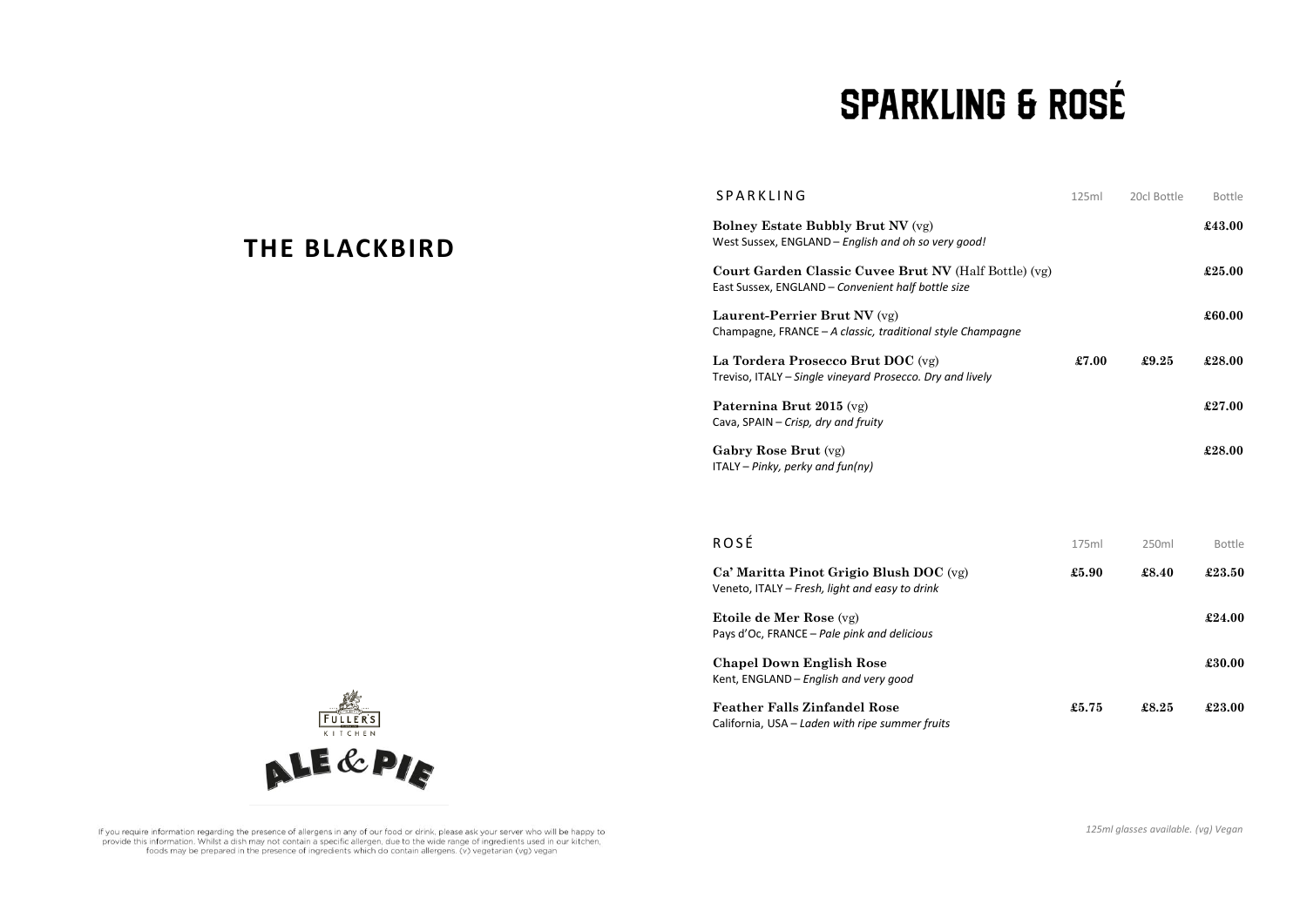## THE BLACKBIRD

# SPARKLING & ROSÉ

| SPARKLING | 125ml | 20cl Bottle | Bottle |
|---|---|---|---|
| **Bolney Estate Bubbly Brut NV** (vg)<br>West Sussex, ENGLAND – *English and oh so very good!* | | | **£43.00** |
| **Court Garden Classic Cuvee Brut NV** (Half Bottle) (vg)<br>East Sussex, ENGLAND – *Convenient half bottle size* | | | **£25.00** |
| **Laurent-Perrier Brut NV** (vg)<br>Champagne, FRANCE – *A classic, traditional style Champagne* | | | **£60.00** |
| **La Tordera Prosecco Brut DOC** (vg)<br>Treviso, ITALY – *Single vineyard Prosecco. Dry and lively* | **£7.00** | **£9.25** | **£28.00** |
| **Paternina Brut 2015** (vg)<br>Cava, SPAIN – *Crisp, dry and fruity* | | | **£27.00** |
| **Gabry Rose Brut** (vg)<br>ITALY – *Pinky, perky and fun(ny)* | | | **£28.00** |

| ROSÉ | 175ml | 250ml | Bottle |
|---|---|---|---|
| **Ca' Maritta Pinot Grigio Blush DOC** (vg)<br>Veneto, ITALY – *Fresh, light and easy to drink* | **£5.90** | **£8.40** | **£23.50** |
| **Etoile de Mer Rose** (vg)<br>Pays d'Oc, FRANCE – *Pale pink and delicious* | | | **£24.00** |
| **Chapel Down English Rose**<br>Kent, ENGLAND – *English and very good* | | | **£30.00** |
| **Feather Falls Zinfandel Rose**<br>California, USA – *Laden with ripe summer fruits* | **£5.75** | **£8.25** | **£23.00** |

*125ml glasses available. (vg) Vegan*

FULLER'S KITCHEN

ALE & PIE

If you require information regarding the presence of allergens in any of our food or drink, please ask your server who will be happy to provide this information. Whilst a dish may not contain a specific allergen, due to the wide range of ingredients used in our kitchen, foods may be prepared in the presence of ingredients which do contain allergens. (v) vegetarian (vg) vegan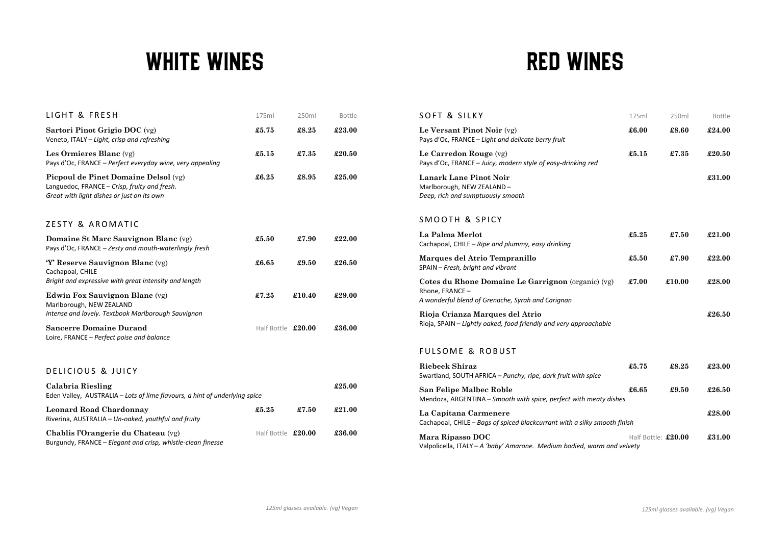# WHITE WINES

## LIGHT & FRESH

| LIGHT & FRESH | 175ml | 250ml | Bottle |
|---|---|---|---|
| **Sartori Pinot Grigio DOC** (vg)<br>Veneto, ITALY – *Light, crisp and refreshing* | **£5.75** | **£8.25** | **£23.00** |
| **Les Ormieres Blanc** (vg)<br>Pays d'Oc, FRANCE – *Perfect everyday wine, very appealing* | **£5.15** | **£7.35** | **£20.50** |
| **Picpoul de Pinet Domaine Delsol** (vg)<br>Languedoc, FRANCE – *Crisp, fruity and fresh. Great with light dishes or just on its own* | **£6.25** | **£8.95** | **£25.00** |

## ZESTY & AROMATIC

| | | | |
|---|---|---|---|
| **Domaine St Marc Sauvignon Blanc** (vg)<br>Pays d'Oc, FRANCE – *Zesty and mouth-waterlingly fresh* | **£5.50** | **£7.90** | **£22.00** |
| **'Y' Reserve Sauvignon Blanc** (vg)<br>Cachapoal, CHILE<br>*Bright and expressive with great intensity and length* | **£6.65** | **£9.50** | **£26.50** |
| **Edwin Fox Sauvignon Blanc** (vg)<br>Marlborough, NEW ZEALAND<br>*Intense and lovely. Textbook Marlborough Sauvignon* | **£7.25** | **£10.40** | **£29.00** |
| **Sancerre Domaine Durand**<br>Loire, FRANCE – *Perfect poise and balance* | Half Bottle | **£20.00** | **£36.00** |

## DELICIOUS & JUICY

| | | | |
|---|---|---|---|
| **Calabria Riesling**<br>Eden Valley, AUSTRALIA – *Lots of lime flavours, a hint of underlying spice* | | | **£25.00** |
| **Leonard Road Chardonnay**<br>Riverina, AUSTRALIA – *Un-oaked, youthful and fruity* | **£5.25** | **£7.50** | **£21.00** |
| **Chablis l'Orangerie du Chateau** (vg)<br>Burgundy, FRANCE – *Elegant and crisp, whistle-clean finesse* | Half Bottle | **£20.00** | **£36.00** |

*125ml glasses available. (vg) Vegan*

# RED WINES

## SOFT & SILKY

| SOFT & SILKY | 175ml | 250ml | Bottle |
|---|---|---|---|
| **Le Versant Pinot Noir** (vg)<br>Pays d'Oc, FRANCE – *Light and delicate berry fruit* | **£6.00** | **£8.60** | **£24.00** |
| **Le Carredon Rouge** (vg)<br>Pays d'Oc, FRANCE – *Juicy, modern style of easy-drinking red* | **£5.15** | **£7.35** | **£20.50** |
| **Lanark Lane Pinot Noir**<br>Marlborough, NEW ZEALAND –<br>*Deep, rich and sumptuously smooth* | | | **£31.00** |

## SMOOTH & SPICY

| | | | |
|---|---|---|---|
| **La Palma Merlot**<br>Cachapoal, CHILE – *Ripe and plummy, easy drinking* | **£5.25** | **£7.50** | **£21.00** |
| **Marques del Atrio Tempranillo**<br>SPAIN – *Fresh, bright and vibrant* | **£5.50** | **£7.90** | **£22.00** |
| **Cotes du Rhone Domaine Le Garrignon** (organic) (vg)<br>Rhone, FRANCE –<br>*A wonderful blend of Grenache, Syrah and Carignan* | **£7.00** | **£10.00** | **£28.00** |
| **Rioja Crianza Marques del Atrio**<br>Rioja, SPAIN – *Lightly oaked, food friendly and very approachable* | | | **£26.50** |

## FULSOME & ROBUST

| | | | |
|---|---|---|---|
| **Riebeek Shiraz**<br>Swartland, SOUTH AFRICA – *Punchy, ripe, dark fruit with spice* | **£5.75** | **£8.25** | **£23.00** |
| **San Felipe Malbec Roble**<br>Mendoza, ARGENTINA – *Smooth with spice, perfect with meaty dishes* | **£6.65** | **£9.50** | **£26.50** |
| **La Capitana Carmenere**<br>Cachapoal, CHILE – *Bags of spiced blackcurrant with a silky smooth finish* | | | **£28.00** |
| **Mara Ripasso DOC**<br>Valpolicella, ITALY – *A 'baby' Amarone. Medium bodied, warm and velvety* | Half Bottle: | **£20.00** | **£31.00** |

*125ml glasses available. (vg) Vegan*